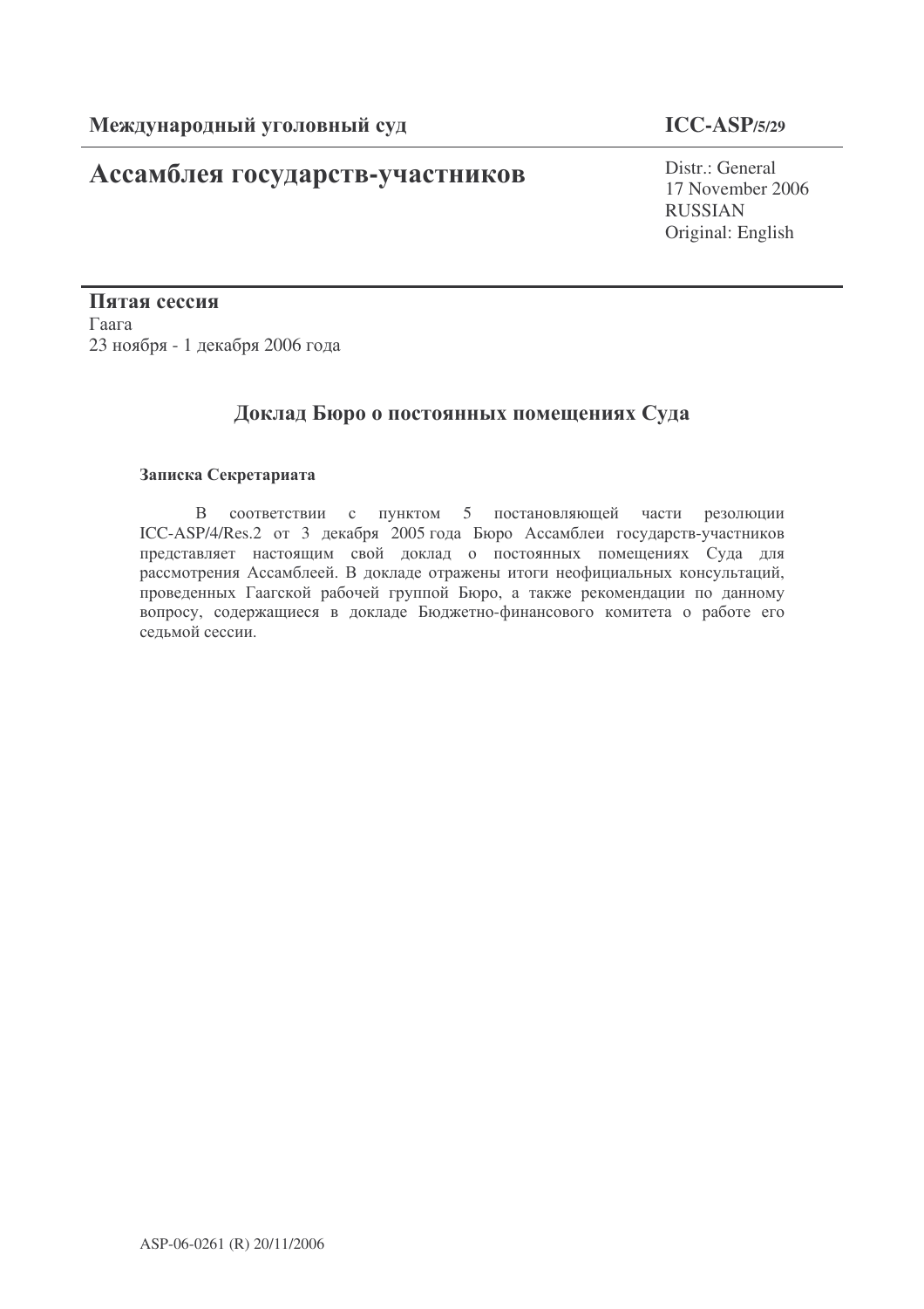**Международный уголовный суд**

**ICC-ASP/5/29**

# Ассамблея государств-участников

Distr.: General
17 November 2006
RUSSIAN
Original: English

**Пятая сессия**
Гаага
23 ноября - 1 декабря 2006 года

## Доклад Бюро о постоянных помещениях Суда

**Записка Секретариата**

В соответствии с пунктом 5 постановляющей части резолюции ICC-ASP/4/Res.2 от 3 декабря 2005 года Бюро Ассамблеи государств-участников представляет настоящим свой доклад о постоянных помещениях Суда для рассмотрения Ассамблеей. В докладе отражены итоги неофициальных консультаций, проведенных Гаагской рабочей группой Бюро, а также рекомендации по данному вопросу, содержащиеся в докладе Бюджетно-финансового комитета о работе его седьмой сессии.

ASP-06-0261 (R) 20/11/2006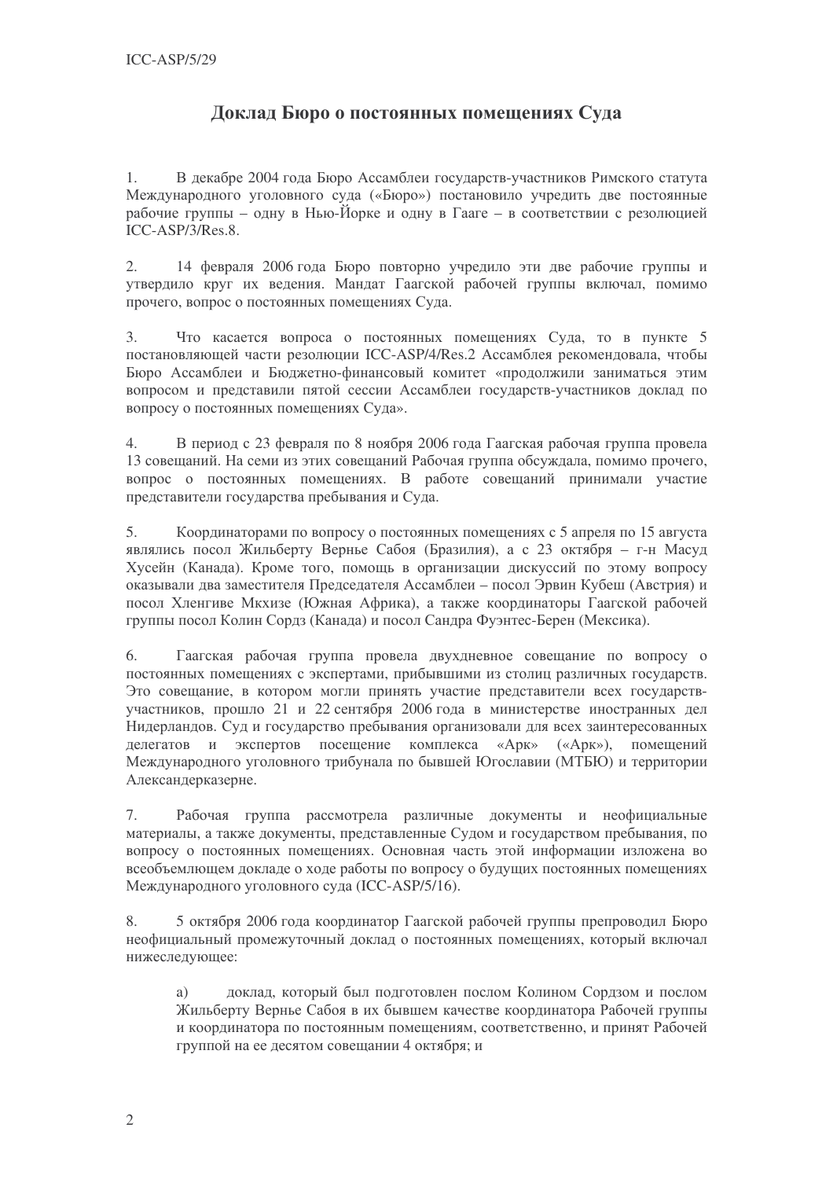## Доклад Бюро о постоянных помещениях Суда

1. В декабре 2004 года Бюро Ассамблеи государств-участников Римского статута Международного уголовного суда («Бюро») постановило учредить две постоянные рабочие группы – одну в Нью-Йорке и одну в Гааге – в соответствии с резолюцией ICC-ASP/3/Res.8.

2. 14 февраля 2006 года Бюро повторно учредило эти две рабочие группы и утвердило круг их ведения. Мандат Гаагской рабочей группы включал, помимо прочего, вопрос о постоянных помещениях Суда.

3. Что касается вопроса о постоянных помещениях Суда, то в пункте 5 постановляющей части резолюции ICC-ASP/4/Res.2 Ассамблея рекомендовала, чтобы Бюро Ассамблеи и Бюджетно-финансовый комитет «продолжили заниматься этим вопросом и представили пятой сессии Ассамблеи государств-участников доклад по вопросу о постоянных помещениях Суда».

4. В период с 23 февраля по 8 ноября 2006 года Гаагская рабочая группа провела 13 совещаний. На семи из этих совещаний Рабочая группа обсуждала, помимо прочего, вопрос о постоянных помещениях. В работе совещаний принимали участие представители государства пребывания и Суда.

5. Координаторами по вопросу о постоянных помещениях с 5 апреля по 15 августа являлись посол Жильберту Вернье Сабоя (Бразилия), а с 23 октября – г-н Масуд Хусейн (Канада). Кроме того, помощь в организации дискуссий по этому вопросу оказывали два заместителя Председателя Ассамблеи – посол Эрвин Кубеш (Австрия) и посол Хленгиве Мкхизе (Южная Африка), а также координаторы Гаагской рабочей группы посол Колин Сордз (Канада) и посол Сандра Фуэнтес-Берен (Мексика).

6. Гаагская рабочая группа провела двухдневное совещание по вопросу о постоянных помещениях с экспертами, прибывшими из столиц различных государств. Это совещание, в котором могли принять участие представители всех государств-участников, прошло 21 и 22 сентября 2006 года в министерстве иностранных дел Нидерландов. Суд и государство пребывания организовали для всех заинтересованных делегатов и экспертов посещение комплекса «Арк» («Арк»), помещений Международного уголовного трибунала по бывшей Югославии (МТБЮ) и территории Александерказерне.

7. Рабочая группа рассмотрела различные документы и неофициальные материалы, а также документы, представленные Судом и государством пребывания, по вопросу о постоянных помещениях. Основная часть этой информации изложена во всеобъемлющем докладе о ходе работы по вопросу о будущих постоянных помещениях Международного уголовного суда (ICC-ASP/5/16).

8. 5 октября 2006 года координатор Гаагской рабочей группы препроводил Бюро неофициальный промежуточный доклад о постоянных помещениях, который включал нижеследующее:

   a) доклад, который был подготовлен послом Колином Сордзом и послом Жильберту Вернье Сабоя в их бывшем качестве координатора Рабочей группы и координатора по постоянным помещениям, соответственно, и принят Рабочей группой на ее десятом совещании 4 октября; и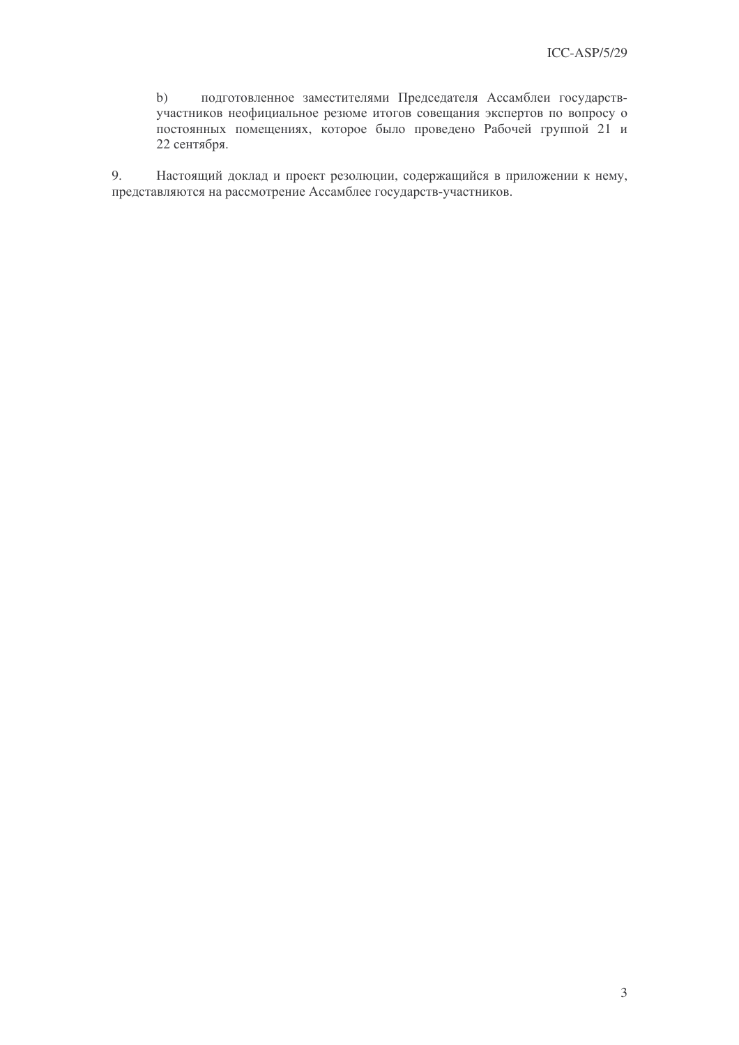b) подготовленное заместителями Председателя Ассамблеи государств-участников неофициальное резюме итогов совещания экспертов по вопросу о постоянных помещениях, которое было проведено Рабочей группой 21 и 22 сентября.

9. Настоящий доклад и проект резолюции, содержащийся в приложении к нему, представляются на рассмотрение Ассамблее государств-участников.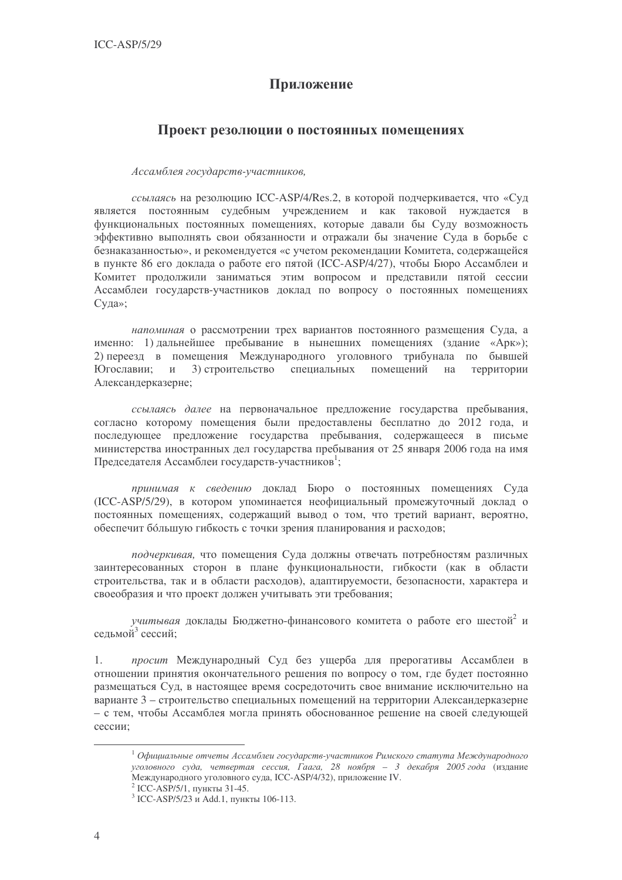## Приложение

## Проект резолюции о постоянных помещениях

*Ассамблея государств-участников,*

*ссылаясь* на резолюцию ICC-ASP/4/Res.2, в которой подчеркивается, что «Суд является постоянным судебным учреждением и как таковой нуждается в функциональных постоянных помещениях, которые давали бы Суду возможность эффективно выполнять свои обязанности и отражали бы значение Суда в борьбе с безнаказанностью», и рекомендуется «с учетом рекомендации Комитета, содержащейся в пункте 86 его доклада о работе его пятой (ICC-ASP/4/27), чтобы Бюро Ассамблеи и Комитет продолжили заниматься этим вопросом и представили пятой сессии Ассамблеи государств-участников доклад по вопросу о постоянных помещениях Суда»;

*напоминая* о рассмотрении трех вариантов постоянного размещения Суда, а именно: 1) дальнейшее пребывание в нынешних помещениях (здание «Арк»); 2) переезд в помещения Международного уголовного трибунала по бывшей Югославии; и 3) строительство специальных помещений на территории Александерказерне;

*ссылаясь далее* на первоначальное предложение государства пребывания, согласно которому помещения были предоставлены бесплатно до 2012 года, и последующее предложение государства пребывания, содержащееся в письме министерства иностранных дел государства пребывания от 25 января 2006 года на имя Председателя Ассамблеи государств-участников[1];

*принимая к сведению* доклад Бюро о постоянных помещениях Суда (ICC-ASP/5/29), в котором упоминается неофициальный промежуточный доклад о постоянных помещениях, содержащий вывод о том, что третий вариант, вероятно, обеспечит бóльшую гибкость с точки зрения планирования и расходов;

*подчеркивая,* что помещения Суда должны отвечать потребностям различных заинтересованных сторон в плане функциональности, гибкости (как в области строительства, так и в области расходов), адаптируемости, безопасности, характера и своеобразия и что проект должен учитывать эти требования;

*учитывая* доклады Бюджетно-финансового комитета о работе его шестой[2] и седьмой[3] сессий;

1. *просит* Международный Суд без ущерба для прерогативы Ассамблеи в отношении принятия окончательного решения по вопросу о том, где будет постоянно размещаться Суд, в настоящее время сосредоточить свое внимание исключительно на варианте 3 – строительство специальных помещений на территории Александерказерне – с тем, чтобы Ассамблея могла принять обоснованное решение на своей следующей сессии;

---

[1] *Официальные отчеты Ассамблеи государств-участников Римского статута Международного уголовного суда, четвертая сессия, Гаага, 28 ноября – 3 декабря 2005 года* (издание Международного уголовного суда, ICC-ASP/4/32), приложение IV.

[2] ICC-ASP/5/1, пункты 31-45.

[3] ICC-ASP/5/23 и Add.1, пункты 106-113.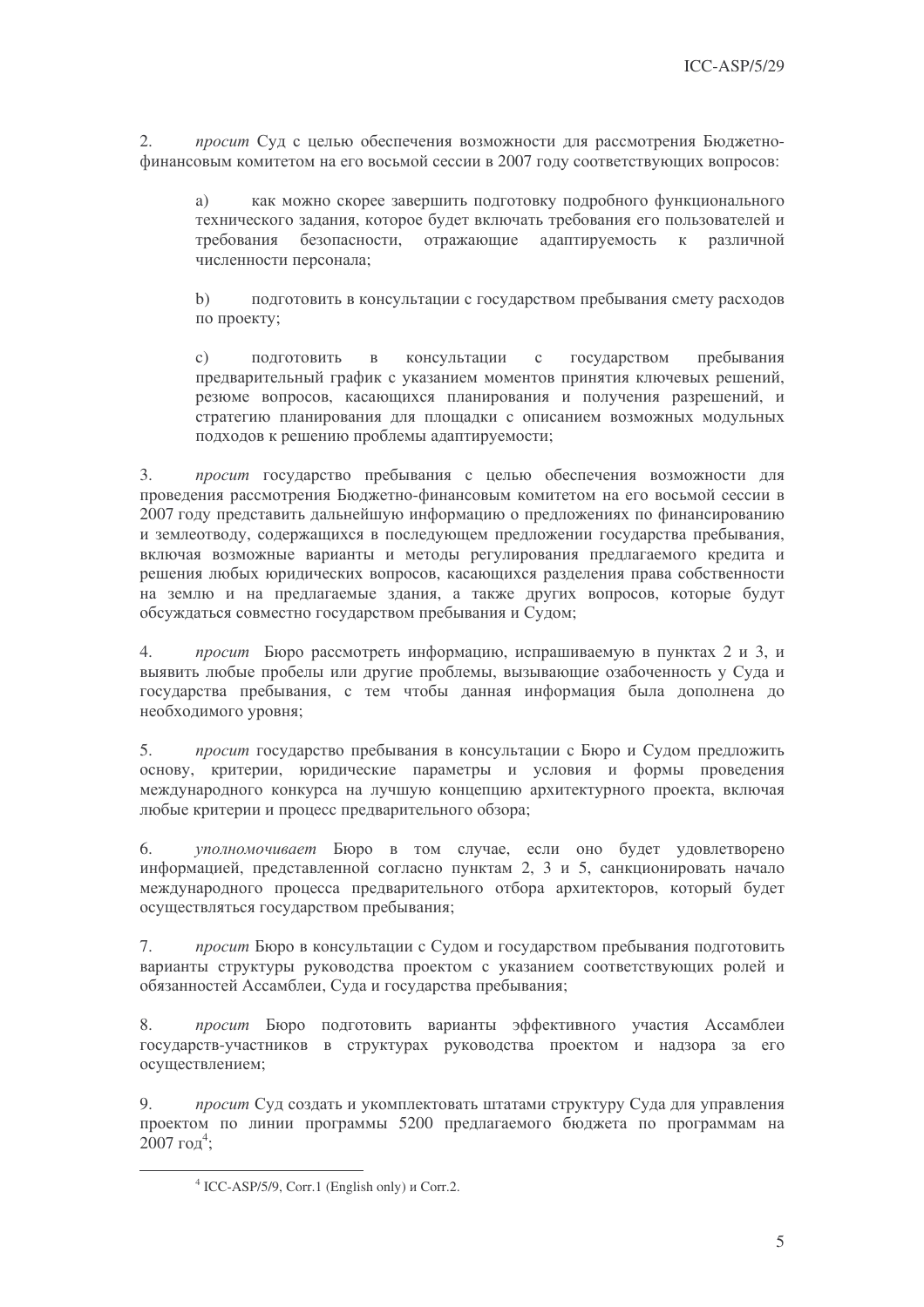2. *просит* Суд с целью обеспечения возможности для рассмотрения Бюджетно-финансовым комитетом на его восьмой сессии в 2007 году соответствующих вопросов:

a) как можно скорее завершить подготовку подробного функционального технического задания, которое будет включать требования его пользователей и требования безопасности, отражающие адаптируемость к различной численности персонала;

b) подготовить в консультации с государством пребывания смету расходов по проекту;

c) подготовить в консультации с государством пребывания предварительный график с указанием моментов принятия ключевых решений, резюме вопросов, касающихся планирования и получения разрешений, и стратегию планирования для площадки с описанием возможных модульных подходов к решению проблемы адаптируемости;

3. *просит* государство пребывания с целью обеспечения возможности для проведения рассмотрения Бюджетно-финансовым комитетом на его восьмой сессии в 2007 году представить дальнейшую информацию о предложениях по финансированию и землеотводу, содержащихся в последующем предложении государства пребывания, включая возможные варианты и методы регулирования предлагаемого кредита и решения любых юридических вопросов, касающихся разделения права собственности на землю и на предлагаемые здания, а также других вопросов, которые будут обсуждаться совместно государством пребывания и Судом;

4. *просит* Бюро рассмотреть информацию, испрашиваемую в пунктах 2 и 3, и выявить любые пробелы или другие проблемы, вызывающие озабоченность у Суда и государства пребывания, с тем чтобы данная информация была дополнена до необходимого уровня;

5. *просит* государство пребывания в консультации с Бюро и Судом предложить основу, критерии, юридические параметры и условия и формы проведения международного конкурса на лучшую концепцию архитектурного проекта, включая любые критерии и процесс предварительного обзора;

6. *уполномочивает* Бюро в том случае, если оно будет удовлетворено информацией, представленной согласно пунктам 2, 3 и 5, санкционировать начало международного процесса предварительного отбора архитекторов, который будет осуществляться государством пребывания;

7. *просит* Бюро в консультации с Судом и государством пребывания подготовить варианты структуры руководства проектом с указанием соответствующих ролей и обязанностей Ассамблеи, Суда и государства пребывания;

8. *просит* Бюро подготовить варианты эффективного участия Ассамблеи государств-участников в структурах руководства проектом и надзора за его осуществлением;

9. *просит* Суд создать и укомплектовать штатами структуру Суда для управления проектом по линии программы 5200 предлагаемого бюджета по программам на 2007 год[4];

[4] ICC-ASP/5/9, Corr.1 (English only) и Corr.2.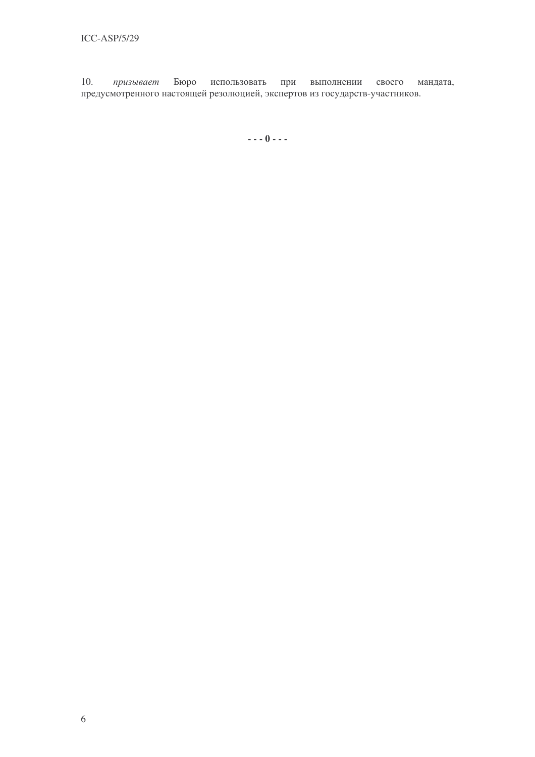10. *призывает* Бюро использовать при выполнении своего мандата, предусмотренного настоящей резолюцией, экспертов из государств-участников.

**- - - 0 - - -**